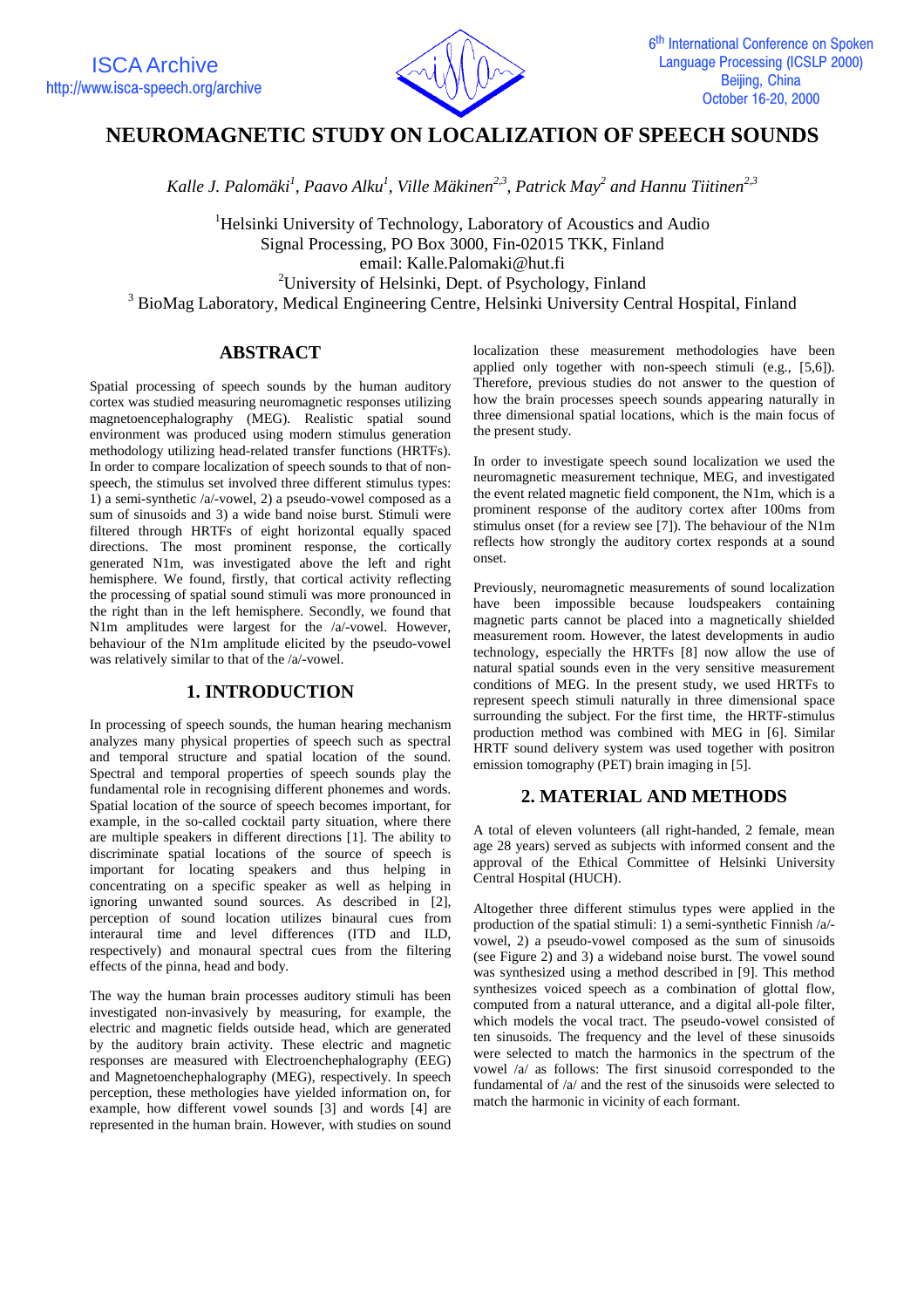# NEUROMAGNETIC STUDY ON LOCALIZATION OF SPEECH SOUNDS

*Kalle J. Palomäki[1], Paavo Alku[1], Ville Mäkinen[2,3], Patrick May[2] and Hannu Tiitinen[2,3]*

[1]Helsinki University of Technology, Laboratory of Acoustics and Audio Signal Processing, PO Box 3000, Fin-02015 TKK, Finland
email: Kalle.Palomaki@hut.fi
[2]University of Helsinki, Dept. of Psychology, Finland
[3] BioMag Laboratory, Medical Engineering Centre, Helsinki University Central Hospital, Finland

## ABSTRACT

Spatial processing of speech sounds by the human auditory cortex was studied measuring neuromagnetic responses utilizing magnetoencephalography (MEG). Realistic spatial sound environment was produced using modern stimulus generation methodology utilizing head-related transfer functions (HRTFs). In order to compare localization of speech sounds to that of non-speech, the stimulus set involved three different stimulus types: 1) a semi-synthetic /a/-vowel, 2) a pseudo-vowel composed as a sum of sinusoids and 3) a wide band noise burst. Stimuli were filtered through HRTFs of eight horizontal equally spaced directions. The most prominent response, the cortically generated N1m, was investigated above the left and right hemisphere. We found, firstly, that cortical activity reflecting the processing of spatial sound stimuli was more pronounced in the right than in the left hemisphere. Secondly, we found that N1m amplitudes were largest for the /a/-vowel. However, behaviour of the N1m amplitude elicited by the pseudo-vowel was relatively similar to that of the /a/-vowel.

## 1. INTRODUCTION

In processing of speech sounds, the human hearing mechanism analyzes many physical properties of speech such as spectral and temporal structure and spatial location of the sound. Spectral and temporal properties of speech sounds play the fundamental role in recognising different phonemes and words. Spatial location of the source of speech becomes important, for example, in the so-called cocktail party situation, where there are multiple speakers in different directions [1]. The ability to discriminate spatial locations of the source of speech is important for locating speakers and thus helping in concentrating on a specific speaker as well as helping in ignoring unwanted sound sources. As described in [2], perception of sound location utilizes binaural cues from interaural time and level differences (ITD and ILD, respectively) and monaural spectral cues from the filtering effects of the pinna, head and body.

The way the human brain processes auditory stimuli has been investigated non-invasively by measuring, for example, the electric and magnetic fields outside head, which are generated by the auditory brain activity. These electric and magnetic responses are measured with Electroenchephalography (EEG) and Magnetoenchephalography (MEG), respectively. In speech perception, these methodologies have yielded information on, for example, how different vowel sounds [3] and words [4] are represented in the human brain. However, with studies on sound localization these measurement methodologies have been applied only together with non-speech stimuli (e.g., [5,6]). Therefore, previous studies do not answer to the question of how the brain processes speech sounds appearing naturally in three dimensional spatial locations, which is the main focus of the present study.

In order to investigate speech sound localization we used the neuromagnetic measurement technique, MEG, and investigated the event related magnetic field component, the N1m, which is a prominent response of the auditory cortex after 100ms from stimulus onset (for a review see [7]). The behaviour of the N1m reflects how strongly the auditory cortex responds at a sound onset.

Previously, neuromagnetic measurements of sound localization have been impossible because loudspeakers containing magnetic parts cannot be placed into a magnetically shielded measurement room. However, the latest developments in audio technology, especially the HRTFs [8] now allow the use of natural spatial sounds even in the very sensitive measurement conditions of MEG. In the present study, we used HRTFs to represent speech stimuli naturally in three dimensional space surrounding the subject. For the first time, the HRTF-stimulus production method was combined with MEG in [6]. Similar HRTF sound delivery system was used together with positron emission tomography (PET) brain imaging in [5].

## 2. MATERIAL AND METHODS

A total of eleven volunteers (all right-handed, 2 female, mean age 28 years) served as subjects with informed consent and the approval of the Ethical Committee of Helsinki University Central Hospital (HUCH).

Altogether three different stimulus types were applied in the production of the spatial stimuli: 1) a semi-synthetic Finnish /a/-vowel, 2) a pseudo-vowel composed as the sum of sinusoids (see Figure 2) and 3) a wideband noise burst. The vowel sound was synthesized using a method described in [9]. This method synthesizes voiced speech as a combination of glottal flow, computed from a natural utterance, and a digital all-pole filter, which models the vocal tract. The pseudo-vowel consisted of ten sinusoids. The frequency and the level of these sinusoids were selected to match the harmonics in the spectrum of the vowel /a/ as follows: The first sinusoid corresponded to the fundamental of /a/ and the rest of the sinusoids were selected to match the harmonic in vicinity of each formant.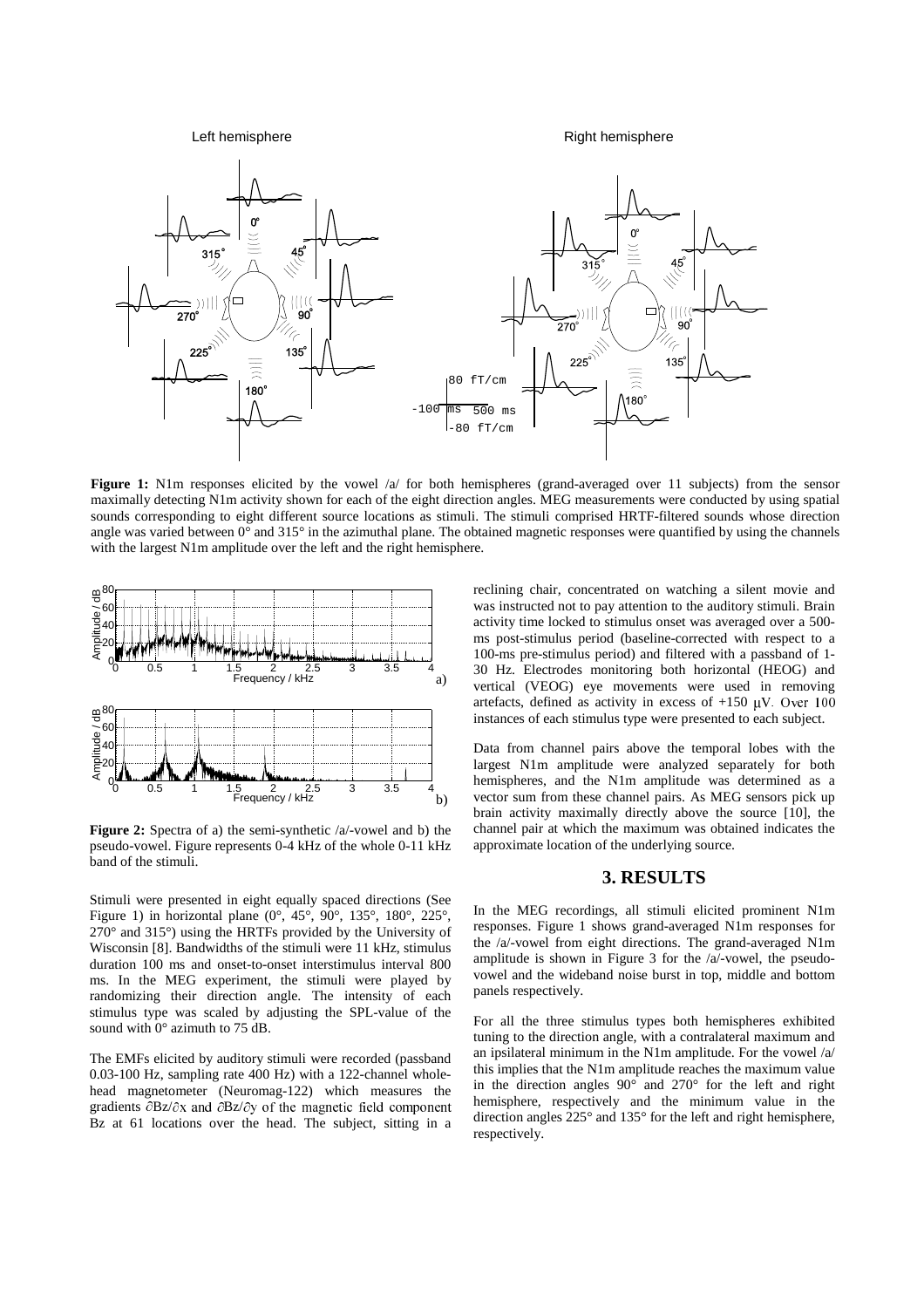**Figure 1:** N1m responses elicited by the vowel /a/ for both hemispheres (grand-averaged over 11 subjects) from the sensor maximally detecting N1m activity shown for each of the eight direction angles. MEG measurements were conducted by using spatial sounds corresponding to eight different source locations as stimuli. The stimuli comprised HRTF-filtered sounds whose direction angle was varied between 0° and 315° in the azimuthal plane. The obtained magnetic responses were quantified by using the channels with the largest N1m amplitude over the left and the right hemisphere.

**Figure 2:** Spectra of a) the semi-synthetic /a/-vowel and b) the pseudo-vowel. Figure represents 0-4 kHz of the whole 0-11 kHz band of the stimuli.

Stimuli were presented in eight equally spaced directions (See Figure 1) in horizontal plane (0°, 45°, 90°, 135°, 180°, 225°, 270° and 315°) using the HRTFs provided by the University of Wisconsin [8]. Bandwidths of the stimuli were 11 kHz, stimulus duration 100 ms and onset-to-onset interstimulus interval 800 ms. In the MEG experiment, the stimuli were played by randomizing their direction angle. The intensity of each stimulus type was scaled by adjusting the SPL-value of the sound with 0° azimuth to 75 dB.

The EMFs elicited by auditory stimuli were recorded (passband 0.03-100 Hz, sampling rate 400 Hz) with a 122-channel whole-head magnetometer (Neuromag-122) which measures the gradients $\partial Bz/\partial x$ and $\partial Bz/\partial y$ of the magnetic field component Bz at 61 locations over the head. The subject, sitting in a reclining chair, concentrated on watching a silent movie and was instructed not to pay attention to the auditory stimuli. Brain activity time locked to stimulus onset was averaged over a 500-ms post-stimulus period (baseline-corrected with respect to a 100-ms pre-stimulus period) and filtered with a passband of 1-30 Hz. Electrodes monitoring both horizontal (HEOG) and vertical (VEOG) eye movements were used in removing artefacts, defined as activity in excess of +150 μV. Over 100 instances of each stimulus type were presented to each subject.

Data from channel pairs above the temporal lobes with the largest N1m amplitude were analyzed separately for both hemispheres, and the N1m amplitude was determined as a vector sum from these channel pairs. As MEG sensors pick up brain activity maximally directly above the source [10], the channel pair at which the maximum was obtained indicates the approximate location of the underlying source.

## 3. RESULTS

In the MEG recordings, all stimuli elicited prominent N1m responses. Figure 1 shows grand-averaged N1m responses for the /a/-vowel from eight directions. The grand-averaged N1m amplitude is shown in Figure 3 for the /a/-vowel, the pseudo-vowel and the wideband noise burst in top, middle and bottom panels respectively.

For all the three stimulus types both hemispheres exhibited tuning to the direction angle, with a contralateral maximum and an ipsilateral minimum in the N1m amplitude. For the vowel /a/ this implies that the N1m amplitude reaches the maximum value in the direction angles 90° and 270° for the left and right hemisphere, respectively and the minimum value in the direction angles 225° and 135° for the left and right hemisphere, respectively.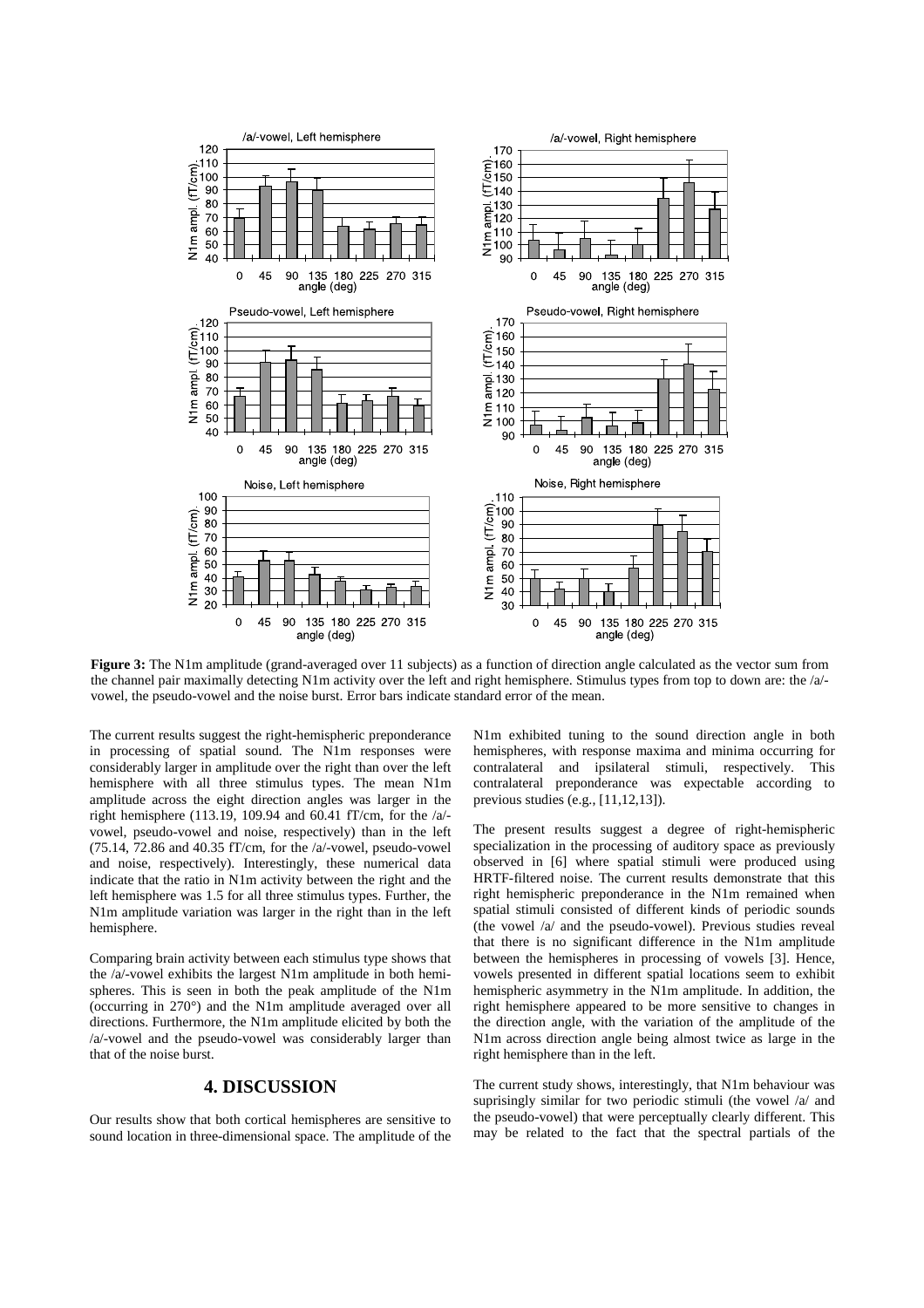**Figure 3:** The N1m amplitude (grand-averaged over 11 subjects) as a function of direction angle calculated as the vector sum from the channel pair maximally detecting N1m activity over the left and right hemisphere. Stimulus types from top to down are: the /a/-vowel, the pseudo-vowel and the noise burst. Error bars indicate standard error of the mean.

The current results suggest the right-hemispheric preponderance in processing of spatial sound. The N1m responses were considerably larger in amplitude over the right than over the left hemisphere with all three stimulus types. The mean N1m amplitude across the eight direction angles was larger in the right hemisphere (113.19, 109.94 and 60.41 fT/cm, for the /a/-vowel, pseudo-vowel and noise, respectively) than in the left (75.14, 72.86 and 40.35 fT/cm, for the /a/-vowel, pseudo-vowel and noise, respectively). Interestingly, these numerical data indicate that the ratio in N1m activity between the right and the left hemisphere was 1.5 for all three stimulus types. Further, the N1m amplitude variation was larger in the right than in the left hemisphere.

Comparing brain activity between each stimulus type shows that the /a/-vowel exhibits the largest N1m amplitude in both hemispheres. This is seen in both the peak amplitude of the N1m (occurring in 270°) and the N1m amplitude averaged over all directions. Furthermore, the N1m amplitude elicited by both the /a/-vowel and the pseudo-vowel was considerably larger than that of the noise burst.

## 4. DISCUSSION

Our results show that both cortical hemispheres are sensitive to sound location in three-dimensional space. The amplitude of the N1m exhibited tuning to the sound direction angle in both hemispheres, with response maxima and minima occurring for contralateral and ipsilateral stimuli, respectively. This contralateral preponderance was expectable according to previous studies (e.g., [11,12,13]).

The present results suggest a degree of right-hemispheric specialization in the processing of auditory space as previously observed in [6] where spatial stimuli were produced using HRTF-filtered noise. The current results demonstrate that this right hemispheric preponderance in the N1m remained when spatial stimuli consisted of different kinds of periodic sounds (the vowel /a/ and the pseudo-vowel). Previous studies reveal that there is no significant difference in the N1m amplitude between the hemispheres in processing of vowels [3]. Hence, vowels presented in different spatial locations seem to exhibit hemispheric asymmetry in the N1m amplitude. In addition, the right hemisphere appeared to be more sensitive to changes in the direction angle, with the variation of the amplitude of the N1m across direction angle being almost twice as large in the right hemisphere than in the left.

The current study shows, interestingly, that N1m behaviour was suprisingly similar for two periodic stimuli (the vowel /a/ and the pseudo-vowel) that were perceptually clearly different. This may be related to the fact that the spectral partials of the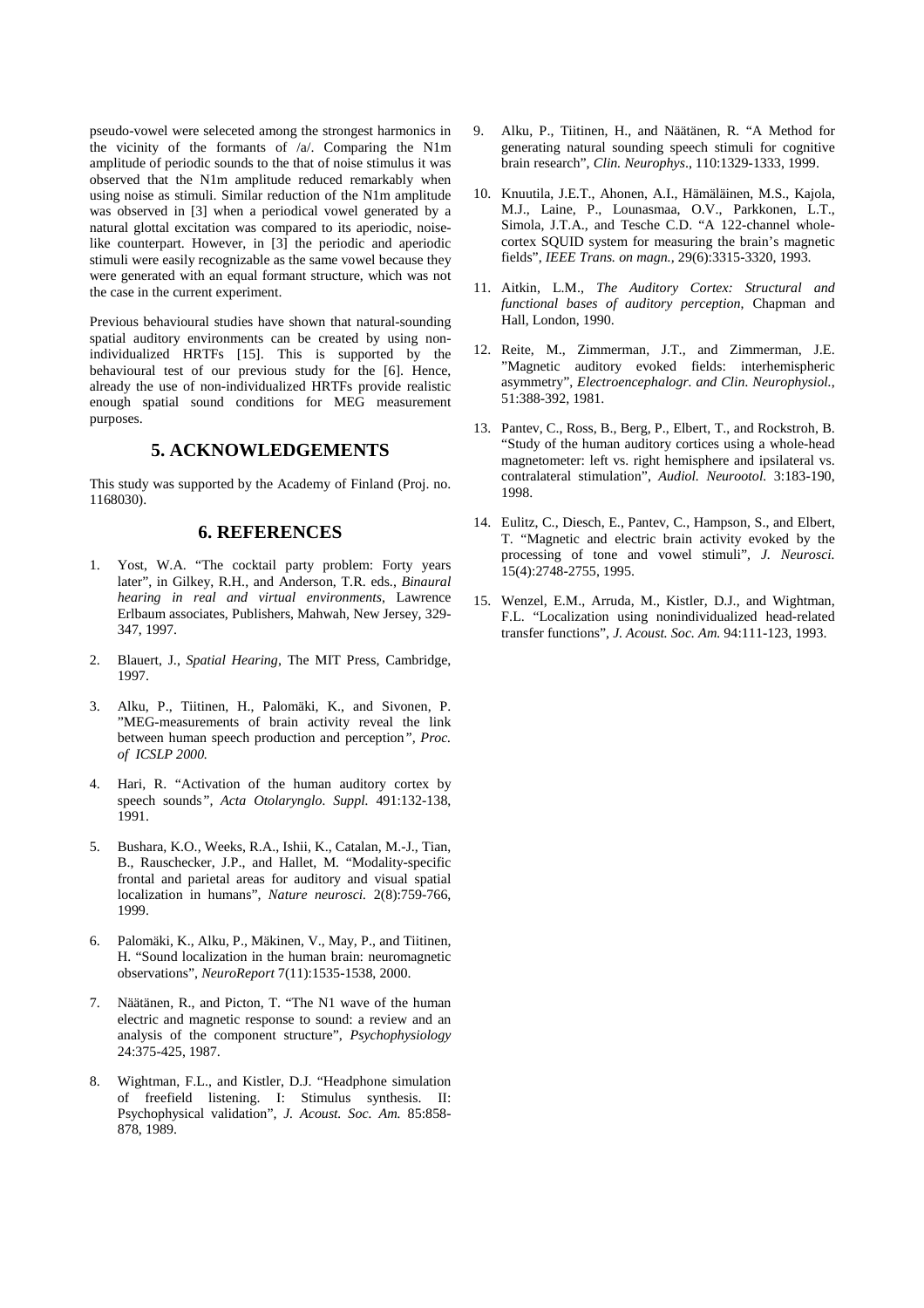pseudo-vowel were seleceted among the strongest harmonics in the vicinity of the formants of /a/. Comparing the N1m amplitude of periodic sounds to that of noise stimulus it was observed that the N1m amplitude reduced remarkably when using noise as stimuli. Similar reduction of the N1m amplitude was observed in [3] when a periodical vowel generated by a natural glottal excitation was compared to its aperiodic, noise-like counterpart. However, in [3] the periodic and aperiodic stimuli were easily recognizable as the same vowel because they were generated with an equal formant structure, which was not the case in the current experiment.

Previous behavioural studies have shown that natural-sounding spatial auditory environments can be created by using non-individualized HRTFs [15]. This is supported by the behavioural test of our previous study for the [6]. Hence, already the use of non-individualized HRTFs provide realistic enough spatial sound conditions for MEG measurement purposes.

## 5. ACKNOWLEDGEMENTS

This study was supported by the Academy of Finland (Proj. no. 1168030).

## 6. REFERENCES

1. Yost, W.A. "The cocktail party problem: Forty years later", in Gilkey, R.H., and Anderson, T.R. eds., *Binaural hearing in real and virtual environments*, Lawrence Erlbaum associates, Publishers, Mahwah, New Jersey, 329-347, 1997.

2. Blauert, J., *Spatial Hearing*, The MIT Press, Cambridge, 1997.

3. Alku, P., Tiitinen, H., Palomäki, K., and Sivonen, P. "MEG-measurements of brain activity reveal the link between human speech production and perception", *Proc. of ICSLP 2000.*

4. Hari, R. "Activation of the human auditory cortex by speech sounds", *Acta Otolarynglo. Suppl.* 491:132-138, 1991.

5. Bushara, K.O., Weeks, R.A., Ishii, K., Catalan, M.-J., Tian, B., Rauschecker, J.P., and Hallet, M. "Modality-specific frontal and parietal areas for auditory and visual spatial localization in humans", *Nature neurosci.* 2(8):759-766, 1999.

6. Palomäki, K., Alku, P., Mäkinen, V., May, P., and Tiitinen, H. "Sound localization in the human brain: neuromagnetic observations", *NeuroReport* 7(11):1535-1538, 2000.

7. Näätänen, R., and Picton, T. "The N1 wave of the human electric and magnetic response to sound: a review and an analysis of the component structure", *Psychophysiology* 24:375-425, 1987.

8. Wightman, F.L., and Kistler, D.J. "Headphone simulation of freefield listening. I: Stimulus synthesis. II: Psychophysical validation", *J. Acoust. Soc. Am.* 85:858-878, 1989.

9. Alku, P., Tiitinen, H., and Näätänen, R. "A Method for generating natural sounding speech stimuli for cognitive brain research", *Clin. Neurophys*., 110:1329-1333, 1999.

10. Knuutila, J.E.T., Ahonen, A.I., Hämäläinen, M.S., Kajola, M.J., Laine, P., Lounasmaa, O.V., Parkkonen, L.T., Simola, J.T.A., and Tesche C.D. "A 122-channel whole-cortex SQUID system for measuring the brain's magnetic fields", *IEEE Trans. on magn.*, 29(6):3315-3320, 1993.

11. Aitkin, L.M., *The Auditory Cortex: Structural and functional bases of auditory perception*, Chapman and Hall, London, 1990.

12. Reite, M., Zimmerman, J.T., and Zimmerman, J.E. "Magnetic auditory evoked fields: interhemispheric asymmetry", *Electroencephalogr. and Clin. Neurophysiol.*, 51:388-392, 1981.

13. Pantev, C., Ross, B., Berg, P., Elbert, T., and Rockstroh, B. "Study of the human auditory cortices using a whole-head magnetometer: left vs. right hemisphere and ipsilateral vs. contralateral stimulation", *Audiol. Neurootol.* 3:183-190, 1998.

14. Eulitz, C., Diesch, E., Pantev, C., Hampson, S., and Elbert, T. "Magnetic and electric brain activity evoked by the processing of tone and vowel stimuli", *J. Neurosci.* 15(4):2748-2755, 1995.

15. Wenzel, E.M., Arruda, M., Kistler, D.J., and Wightman, F.L. "Localization using nonindividualized head-related transfer functions", *J. Acoust. Soc. Am.* 94:111-123, 1993.